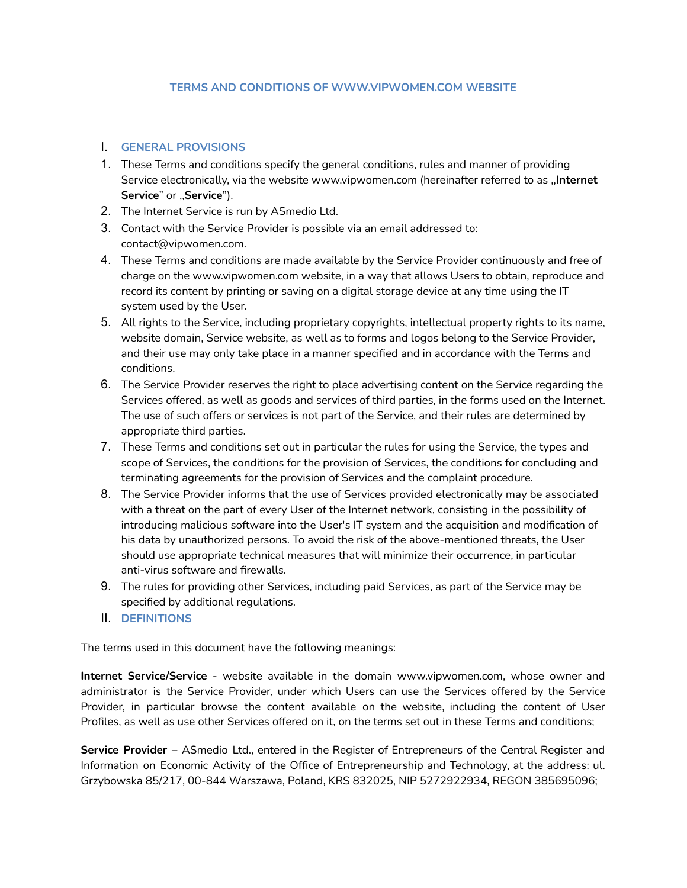# TERMS AND CONDITIONS OF WWW.VIPWOMEN.COM WEBSITE

## I. GENERAL PROVISIONS

1. These Terms and conditions specify the general conditions, rules and manner of providing Service electronically, via the website www.vipwomen.com (hereinafter referred to as „**Internet Service**" or „**Service**").
2. The Internet Service is run by ASmedio Ltd.
3. Contact with the Service Provider is possible via an email addressed to: contact@vipwomen.com.
4. These Terms and conditions are made available by the Service Provider continuously and free of charge on the www.vipwomen.com website, in a way that allows Users to obtain, reproduce and record its content by printing or saving on a digital storage device at any time using the IT system used by the User.
5. All rights to the Service, including proprietary copyrights, intellectual property rights to its name, website domain, Service website, as well as to forms and logos belong to the Service Provider, and their use may only take place in a manner specified and in accordance with the Terms and conditions.
6. The Service Provider reserves the right to place advertising content on the Service regarding the Services offered, as well as goods and services of third parties, in the forms used on the Internet. The use of such offers or services is not part of the Service, and their rules are determined by appropriate third parties.
7. These Terms and conditions set out in particular the rules for using the Service, the types and scope of Services, the conditions for the provision of Services, the conditions for concluding and terminating agreements for the provision of Services and the complaint procedure.
8. The Service Provider informs that the use of Services provided electronically may be associated with a threat on the part of every User of the Internet network, consisting in the possibility of introducing malicious software into the User's IT system and the acquisition and modification of his data by unauthorized persons. To avoid the risk of the above-mentioned threats, the User should use appropriate technical measures that will minimize their occurrence, in particular anti-virus software and firewalls.
9. The rules for providing other Services, including paid Services, as part of the Service may be specified by additional regulations.

## II. DEFINITIONS

The terms used in this document have the following meanings:

**Internet Service/Service** - website available in the domain www.vipwomen.com, whose owner and administrator is the Service Provider, under which Users can use the Services offered by the Service Provider, in particular browse the content available on the website, including the content of User Profiles, as well as use other Services offered on it, on the terms set out in these Terms and conditions;

**Service Provider** – ASmedio Ltd., entered in the Register of Entrepreneurs of the Central Register and Information on Economic Activity of the Office of Entrepreneurship and Technology, at the address: ul. Grzybowska 85/217, 00-844 Warszawa, Poland, KRS 832025, NIP 5272922934, REGON 385695096;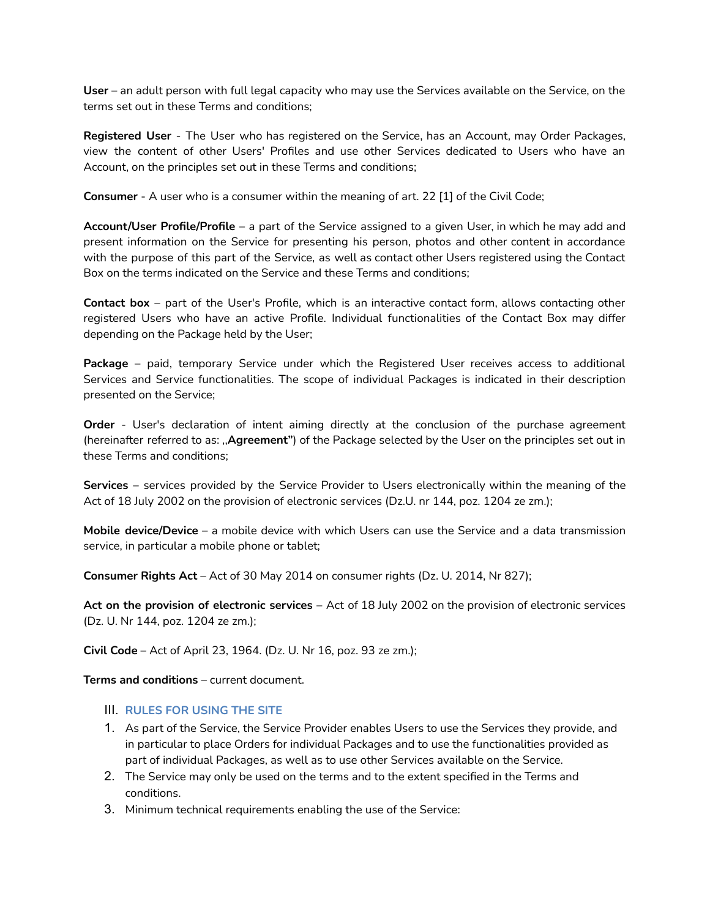**User** – an adult person with full legal capacity who may use the Services available on the Service, on the terms set out in these Terms and conditions;

**Registered User** - The User who has registered on the Service, has an Account, may Order Packages, view the content of other Users' Profiles and use other Services dedicated to Users who have an Account, on the principles set out in these Terms and conditions;

**Consumer** - A user who is a consumer within the meaning of art. 22 [1] of the Civil Code;

**Account/User Profile/Profile** – a part of the Service assigned to a given User, in which he may add and present information on the Service for presenting his person, photos and other content in accordance with the purpose of this part of the Service, as well as contact other Users registered using the Contact Box on the terms indicated on the Service and these Terms and conditions;

**Contact box** – part of the User's Profile, which is an interactive contact form, allows contacting other registered Users who have an active Profile. Individual functionalities of the Contact Box may differ depending on the Package held by the User;

**Package** – paid, temporary Service under which the Registered User receives access to additional Services and Service functionalities. The scope of individual Packages is indicated in their description presented on the Service;

**Order** - User's declaration of intent aiming directly at the conclusion of the purchase agreement (hereinafter referred to as: „**Agreement"**) of the Package selected by the User on the principles set out in these Terms and conditions;

**Services** – services provided by the Service Provider to Users electronically within the meaning of the Act of 18 July 2002 on the provision of electronic services (Dz.U. nr 144, poz. 1204 ze zm.);

**Mobile device/Device** – a mobile device with which Users can use the Service and a data transmission service, in particular a mobile phone or tablet;

**Consumer Rights Act** – Act of 30 May 2014 on consumer rights (Dz. U. 2014, Nr 827);

**Act on the provision of electronic services** – Act of 18 July 2002 on the provision of electronic services (Dz. U. Nr 144, poz. 1204 ze zm.);

**Civil Code** – Act of April 23, 1964. (Dz. U. Nr 16, poz. 93 ze zm.);

**Terms and conditions** – current document.

## III. RULES FOR USING THE SITE

1. As part of the Service, the Service Provider enables Users to use the Services they provide, and in particular to place Orders for individual Packages and to use the functionalities provided as part of individual Packages, as well as to use other Services available on the Service.
2. The Service may only be used on the terms and to the extent specified in the Terms and conditions.
3. Minimum technical requirements enabling the use of the Service: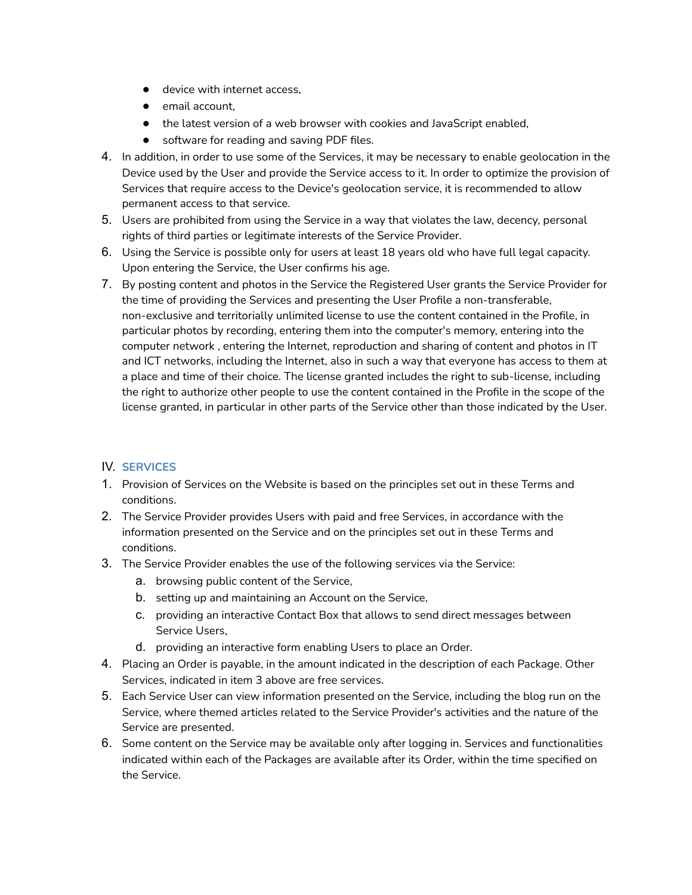- device with internet access,
- email account,
- the latest version of a web browser with cookies and JavaScript enabled,
- software for reading and saving PDF files.

4. In addition, in order to use some of the Services, it may be necessary to enable geolocation in the Device used by the User and provide the Service access to it. In order to optimize the provision of Services that require access to the Device's geolocation service, it is recommended to allow permanent access to that service.
5. Users are prohibited from using the Service in a way that violates the law, decency, personal rights of third parties or legitimate interests of the Service Provider.
6. Using the Service is possible only for users at least 18 years old who have full legal capacity. Upon entering the Service, the User confirms his age.
7. By posting content and photos in the Service the Registered User grants the Service Provider for the time of providing the Services and presenting the User Profile a non-transferable, non-exclusive and territorially unlimited license to use the content contained in the Profile, in particular photos by recording, entering them into the computer's memory, entering into the computer network , entering the Internet, reproduction and sharing of content and photos in IT and ICT networks, including the Internet, also in such a way that everyone has access to them at a place and time of their choice. The license granted includes the right to sub-license, including the right to authorize other people to use the content contained in the Profile in the scope of the license granted, in particular in other parts of the Service other than those indicated by the User.

## IV. SERVICES

1. Provision of Services on the Website is based on the principles set out in these Terms and conditions.
2. The Service Provider provides Users with paid and free Services, in accordance with the information presented on the Service and on the principles set out in these Terms and conditions.
3. The Service Provider enables the use of the following services via the Service:
   a. browsing public content of the Service,
   b. setting up and maintaining an Account on the Service,
   c. providing an interactive Contact Box that allows to send direct messages between Service Users,
   d. providing an interactive form enabling Users to place an Order.
4. Placing an Order is payable, in the amount indicated in the description of each Package. Other Services, indicated in item 3 above are free services.
5. Each Service User can view information presented on the Service, including the blog run on the Service, where themed articles related to the Service Provider's activities and the nature of the Service are presented.
6. Some content on the Service may be available only after logging in. Services and functionalities indicated within each of the Packages are available after its Order, within the time specified on the Service.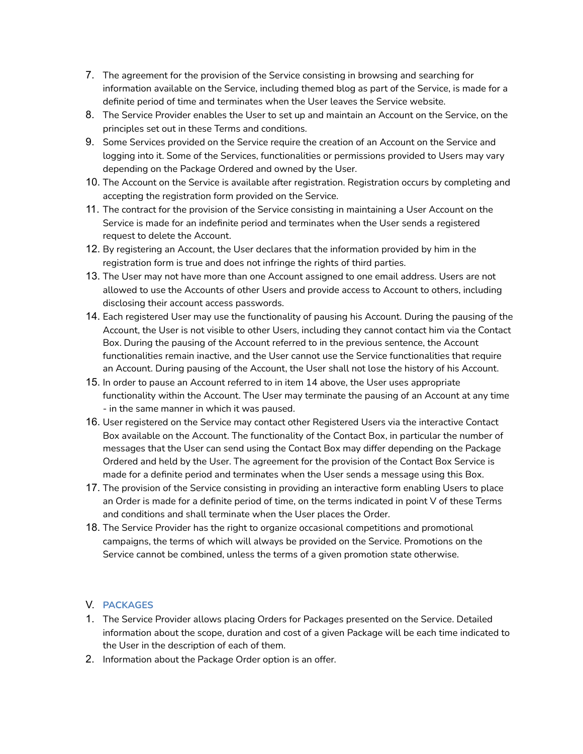7. The agreement for the provision of the Service consisting in browsing and searching for information available on the Service, including themed blog as part of the Service, is made for a definite period of time and terminates when the User leaves the Service website.
8. The Service Provider enables the User to set up and maintain an Account on the Service, on the principles set out in these Terms and conditions.
9. Some Services provided on the Service require the creation of an Account on the Service and logging into it. Some of the Services, functionalities or permissions provided to Users may vary depending on the Package Ordered and owned by the User.
10. The Account on the Service is available after registration. Registration occurs by completing and accepting the registration form provided on the Service.
11. The contract for the provision of the Service consisting in maintaining a User Account on the Service is made for an indefinite period and terminates when the User sends a registered request to delete the Account.
12. By registering an Account, the User declares that the information provided by him in the registration form is true and does not infringe the rights of third parties.
13. The User may not have more than one Account assigned to one email address. Users are not allowed to use the Accounts of other Users and provide access to Account to others, including disclosing their account access passwords.
14. Each registered User may use the functionality of pausing his Account. During the pausing of the Account, the User is not visible to other Users, including they cannot contact him via the Contact Box. During the pausing of the Account referred to in the previous sentence, the Account functionalities remain inactive, and the User cannot use the Service functionalities that require an Account. During pausing of the Account, the User shall not lose the history of his Account.
15. In order to pause an Account referred to in item 14 above, the User uses appropriate functionality within the Account. The User may terminate the pausing of an Account at any time - in the same manner in which it was paused.
16. User registered on the Service may contact other Registered Users via the interactive Contact Box available on the Account. The functionality of the Contact Box, in particular the number of messages that the User can send using the Contact Box may differ depending on the Package Ordered and held by the User. The agreement for the provision of the Contact Box Service is made for a definite period and terminates when the User sends a message using this Box.
17. The provision of the Service consisting in providing an interactive form enabling Users to place an Order is made for a definite period of time, on the terms indicated in point V of these Terms and conditions and shall terminate when the User places the Order.
18. The Service Provider has the right to organize occasional competitions and promotional campaigns, the terms of which will always be provided on the Service. Promotions on the Service cannot be combined, unless the terms of a given promotion state otherwise.

## V. PACKAGES

1. The Service Provider allows placing Orders for Packages presented on the Service. Detailed information about the scope, duration and cost of a given Package will be each time indicated to the User in the description of each of them.
2. Information about the Package Order option is an offer.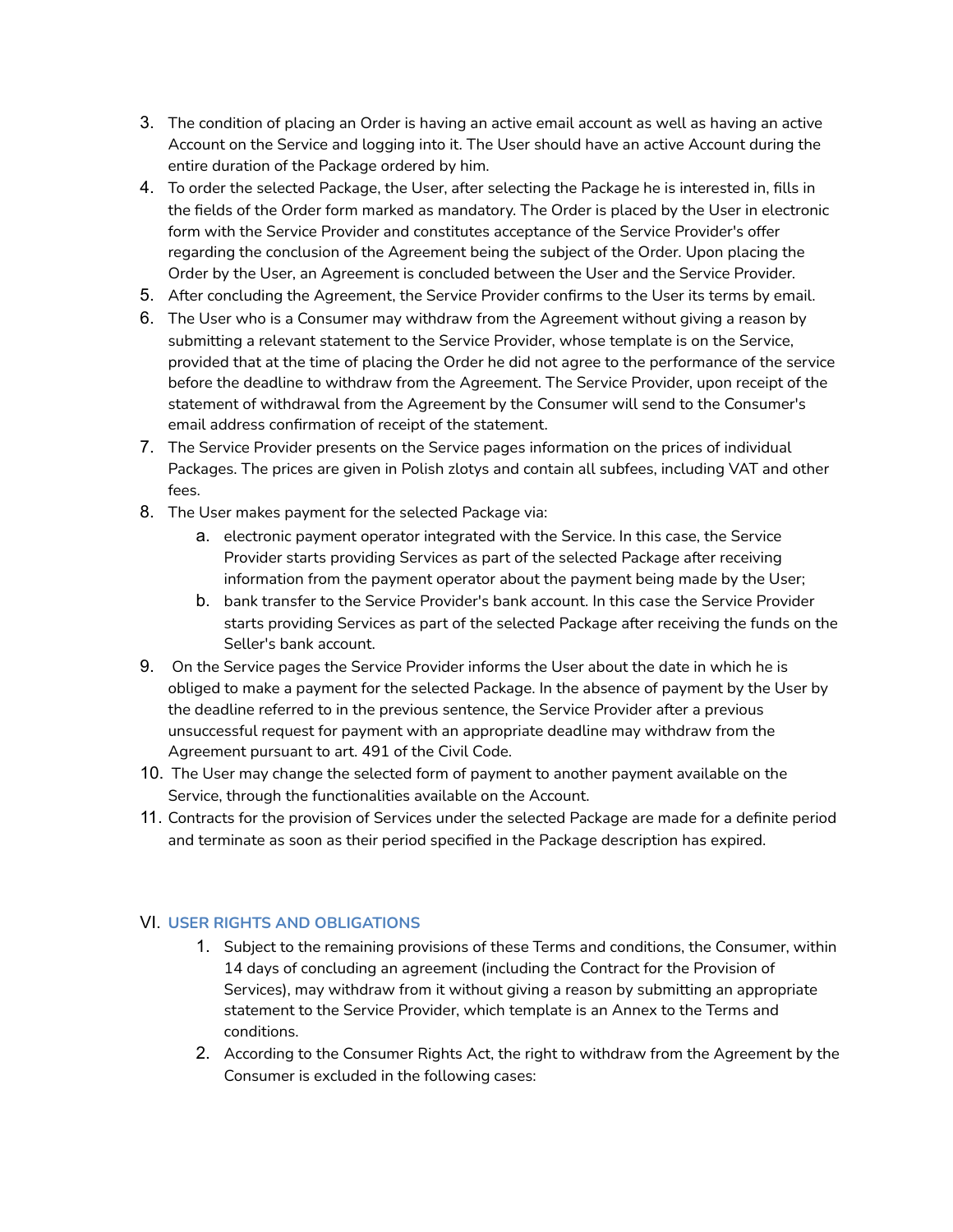3. The condition of placing an Order is having an active email account as well as having an active Account on the Service and logging into it. The User should have an active Account during the entire duration of the Package ordered by him.
4. To order the selected Package, the User, after selecting the Package he is interested in, fills in the fields of the Order form marked as mandatory. The Order is placed by the User in electronic form with the Service Provider and constitutes acceptance of the Service Provider's offer regarding the conclusion of the Agreement being the subject of the Order. Upon placing the Order by the User, an Agreement is concluded between the User and the Service Provider.
5. After concluding the Agreement, the Service Provider confirms to the User its terms by email.
6. The User who is a Consumer may withdraw from the Agreement without giving a reason by submitting a relevant statement to the Service Provider, whose template is on the Service, provided that at the time of placing the Order he did not agree to the performance of the service before the deadline to withdraw from the Agreement. The Service Provider, upon receipt of the statement of withdrawal from the Agreement by the Consumer will send to the Consumer's email address confirmation of receipt of the statement.
7. The Service Provider presents on the Service pages information on the prices of individual Packages. The prices are given in Polish zlotys and contain all subfees, including VAT and other fees.
8. The User makes payment for the selected Package via:
    a. electronic payment operator integrated with the Service. In this case, the Service Provider starts providing Services as part of the selected Package after receiving information from the payment operator about the payment being made by the User;
    b. bank transfer to the Service Provider's bank account. In this case the Service Provider starts providing Services as part of the selected Package after receiving the funds on the Seller's bank account.
9. On the Service pages the Service Provider informs the User about the date in which he is obliged to make a payment for the selected Package. In the absence of payment by the User by the deadline referred to in the previous sentence, the Service Provider after a previous unsuccessful request for payment with an appropriate deadline may withdraw from the Agreement pursuant to art. 491 of the Civil Code.
10. The User may change the selected form of payment to another payment available on the Service, through the functionalities available on the Account.
11. Contracts for the provision of Services under the selected Package are made for a definite period and terminate as soon as their period specified in the Package description has expired.

## VI. USER RIGHTS AND OBLIGATIONS

1. Subject to the remaining provisions of these Terms and conditions, the Consumer, within 14 days of concluding an agreement (including the Contract for the Provision of Services), may withdraw from it without giving a reason by submitting an appropriate statement to the Service Provider, which template is an Annex to the Terms and conditions.
2. According to the Consumer Rights Act, the right to withdraw from the Agreement by the Consumer is excluded in the following cases: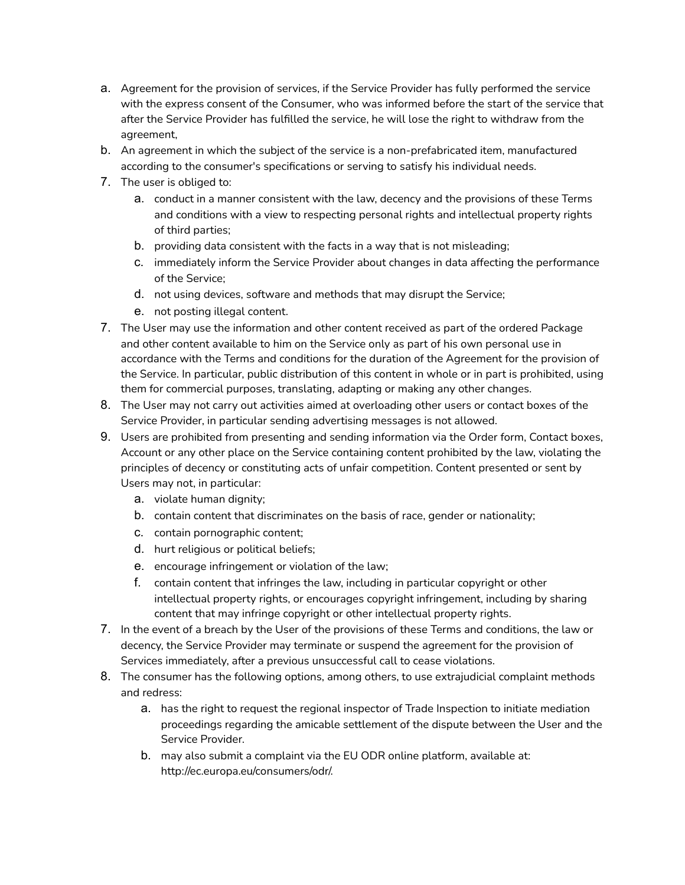a. Agreement for the provision of services, if the Service Provider has fully performed the service with the express consent of the Consumer, who was informed before the start of the service that after the Service Provider has fulfilled the service, he will lose the right to withdraw from the agreement,
b. An agreement in which the subject of the service is a non-prefabricated item, manufactured according to the consumer's specifications or serving to satisfy his individual needs.

7. The user is obliged to:
   a. conduct in a manner consistent with the law, decency and the provisions of these Terms and conditions with a view to respecting personal rights and intellectual property rights of third parties;
   b. providing data consistent with the facts in a way that is not misleading;
   c. immediately inform the Service Provider about changes in data affecting the performance of the Service;
   d. not using devices, software and methods that may disrupt the Service;
   e. not posting illegal content.
7. The User may use the information and other content received as part of the ordered Package and other content available to him on the Service only as part of his own personal use in accordance with the Terms and conditions for the duration of the Agreement for the provision of the Service. In particular, public distribution of this content in whole or in part is prohibited, using them for commercial purposes, translating, adapting or making any other changes.
8. The User may not carry out activities aimed at overloading other users or contact boxes of the Service Provider, in particular sending advertising messages is not allowed.
9. Users are prohibited from presenting and sending information via the Order form, Contact boxes, Account or any other place on the Service containing content prohibited by the law, violating the principles of decency or constituting acts of unfair competition. Content presented or sent by Users may not, in particular:
   a. violate human dignity;
   b. contain content that discriminates on the basis of race, gender or nationality;
   c. contain pornographic content;
   d. hurt religious or political beliefs;
   e. encourage infringement or violation of the law;
   f. contain content that infringes the law, including in particular copyright or other intellectual property rights, or encourages copyright infringement, including by sharing content that may infringe copyright or other intellectual property rights.
7. In the event of a breach by the User of the provisions of these Terms and conditions, the law or decency, the Service Provider may terminate or suspend the agreement for the provision of Services immediately, after a previous unsuccessful call to cease violations.
8. The consumer has the following options, among others, to use extrajudicial complaint methods and redress:
   a. has the right to request the regional inspector of Trade Inspection to initiate mediation proceedings regarding the amicable settlement of the dispute between the User and the Service Provider.
   b. may also submit a complaint via the EU ODR online platform, available at: http://ec.europa.eu/consumers/odr/.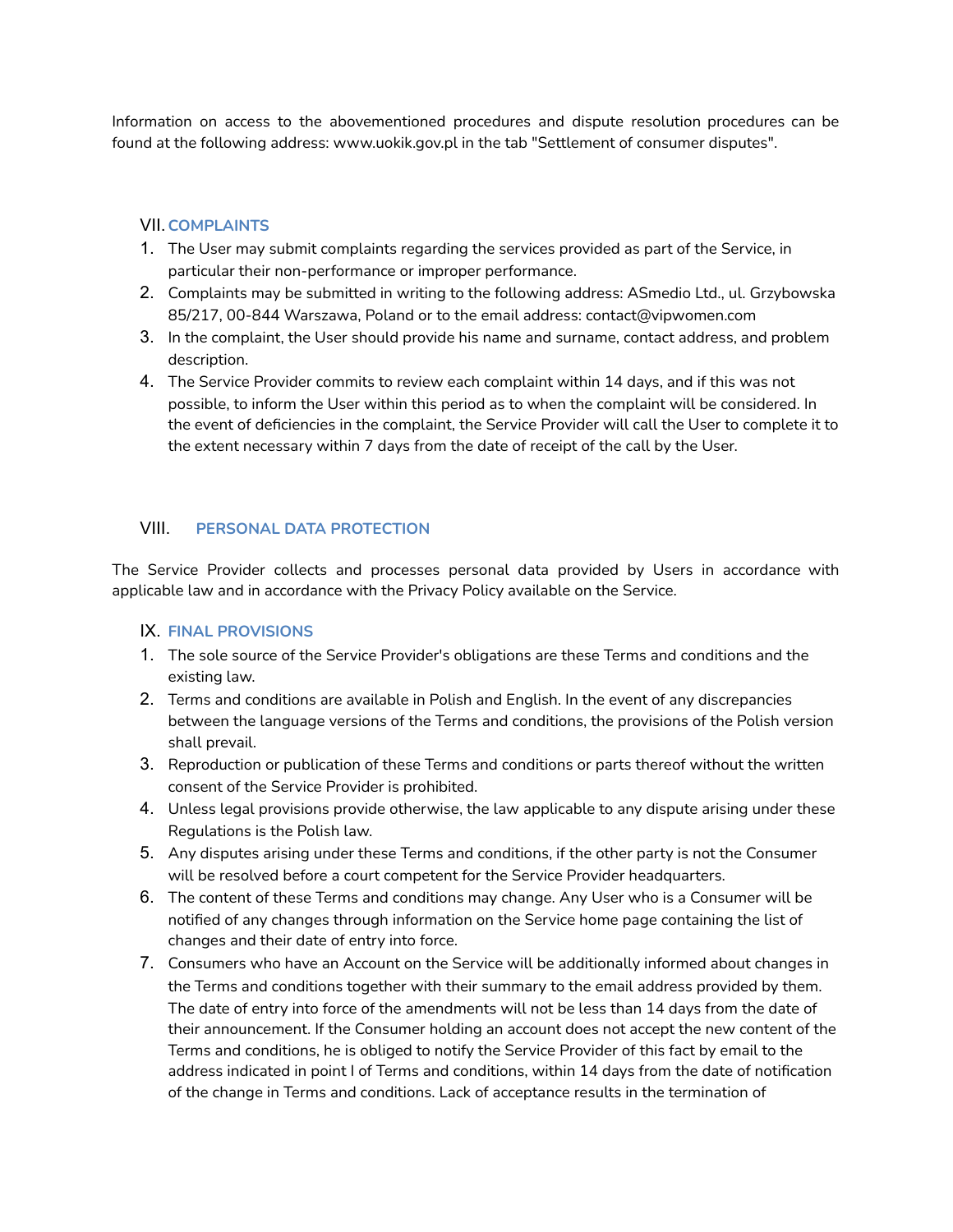Information on access to the abovementioned procedures and dispute resolution procedures can be found at the following address: www.uokik.gov.pl in the tab "Settlement of consumer disputes".

## VII. COMPLAINTS

1. The User may submit complaints regarding the services provided as part of the Service, in particular their non-performance or improper performance.
2. Complaints may be submitted in writing to the following address: ASmedio Ltd., ul. Grzybowska 85/217, 00-844 Warszawa, Poland or to the email address: contact@vipwomen.com
3. In the complaint, the User should provide his name and surname, contact address, and problem description.
4. The Service Provider commits to review each complaint within 14 days, and if this was not possible, to inform the User within this period as to when the complaint will be considered. In the event of deficiencies in the complaint, the Service Provider will call the User to complete it to the extent necessary within 7 days from the date of receipt of the call by the User.

## VIII. PERSONAL DATA PROTECTION

The Service Provider collects and processes personal data provided by Users in accordance with applicable law and in accordance with the Privacy Policy available on the Service.

## IX. FINAL PROVISIONS

1. The sole source of the Service Provider's obligations are these Terms and conditions and the existing law.
2. Terms and conditions are available in Polish and English. In the event of any discrepancies between the language versions of the Terms and conditions, the provisions of the Polish version shall prevail.
3. Reproduction or publication of these Terms and conditions or parts thereof without the written consent of the Service Provider is prohibited.
4. Unless legal provisions provide otherwise, the law applicable to any dispute arising under these Regulations is the Polish law.
5. Any disputes arising under these Terms and conditions, if the other party is not the Consumer will be resolved before a court competent for the Service Provider headquarters.
6. The content of these Terms and conditions may change. Any User who is a Consumer will be notified of any changes through information on the Service home page containing the list of changes and their date of entry into force.
7. Consumers who have an Account on the Service will be additionally informed about changes in the Terms and conditions together with their summary to the email address provided by them. The date of entry into force of the amendments will not be less than 14 days from the date of their announcement. If the Consumer holding an account does not accept the new content of the Terms and conditions, he is obliged to notify the Service Provider of this fact by email to the address indicated in point I of Terms and conditions, within 14 days from the date of notification of the change in Terms and conditions. Lack of acceptance results in the termination of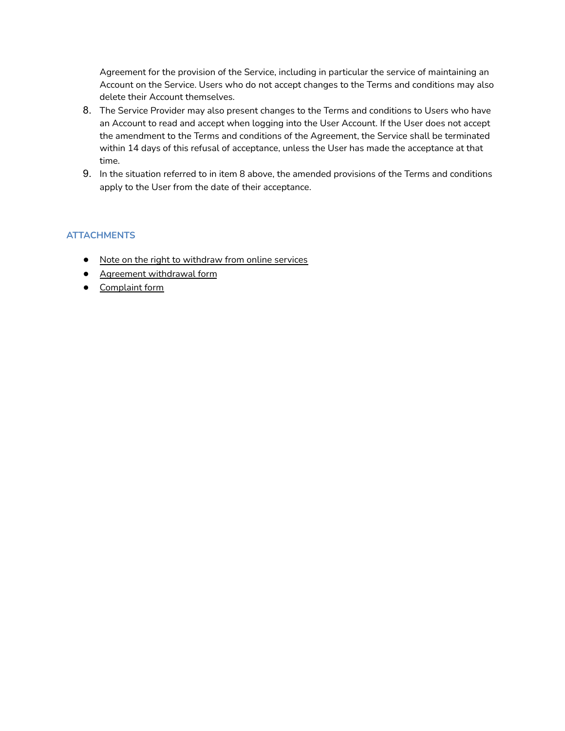Agreement for the provision of the Service, including in particular the service of maintaining an Account on the Service. Users who do not accept changes to the Terms and conditions may also delete their Account themselves.

8. The Service Provider may also present changes to the Terms and conditions to Users who have an Account to read and accept when logging into the User Account. If the User does not accept the amendment to the Terms and conditions of the Agreement, the Service shall be terminated within 14 days of this refusal of acceptance, unless the User has made the acceptance at that time.
9. In the situation referred to in item 8 above, the amended provisions of the Terms and conditions apply to the User from the date of their acceptance.

## ATTACHMENTS

- Note on the right to withdraw from online services
- Agreement withdrawal form
- Complaint form